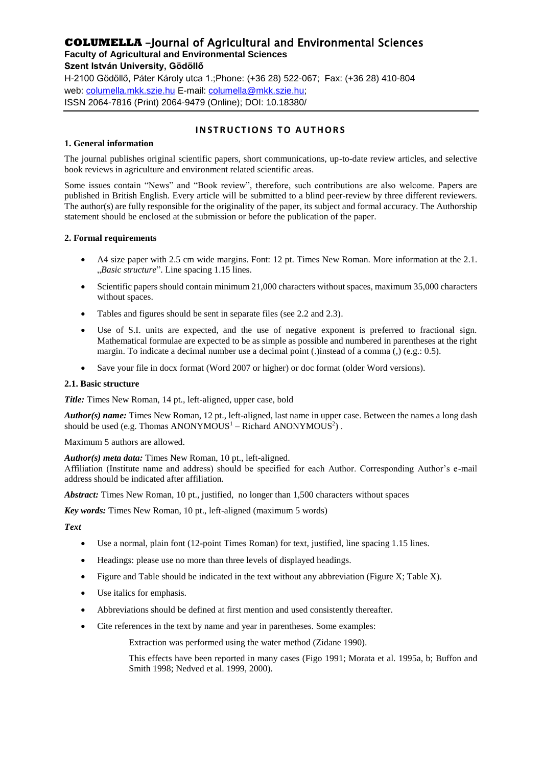**COLUMELLA** –Journal of Agricultural and Environmental Sciences
**Faculty of Agricultural and Environmental Sciences**
**Szent István University, Gödöllő**
H-2100 Gödöllő, Páter Károly utca 1.;Phone: (+36 28) 522-067; Fax: (+36 28) 410-804
web: columella.mkk.szie.hu E-mail: columella@mkk.szie.hu;
ISSN 2064-7816 (Print) 2064-9479 (Online); DOI: 10.18380/

# INSTRUCTIONS TO AUTHORS

## 1. General information

The journal publishes original scientific papers, short communications, up-to-date review articles, and selective book reviews in agriculture and environment related scientific areas.

Some issues contain "News" and "Book review", therefore, such contributions are also welcome. Papers are published in British English. Every article will be submitted to a blind peer-review by three different reviewers. The author(s) are fully responsible for the originality of the paper, its subject and formal accuracy. The Authorship statement should be enclosed at the submission or before the publication of the paper.

## 2. Formal requirements

- A4 size paper with 2.5 cm wide margins. Font: 12 pt. Times New Roman. More information at the 2.1. „*Basic structure*". Line spacing 1.15 lines.
- Scientific papers should contain minimum 21,000 characters without spaces, maximum 35,000 characters without spaces.
- Tables and figures should be sent in separate files (see 2.2 and 2.3).
- Use of S.I. units are expected, and the use of negative exponent is preferred to fractional sign. Mathematical formulae are expected to be as simple as possible and numbered in parentheses at the right margin. To indicate a decimal number use a decimal point (.)instead of a comma (,) (e.g.: 0.5).
- Save your file in docx format (Word 2007 or higher) or doc format (older Word versions).

### 2.1. Basic structure

***Title:*** Times New Roman, 14 pt., left-aligned, upper case, bold

***Author(s) name:*** Times New Roman, 12 pt., left-aligned, last name in upper case. Between the names a long dash should be used (e.g. Thomas ANONYMOUS[1] – Richard ANONYMOUS[2]) .

Maximum 5 authors are allowed.

***Author(s) meta data:*** Times New Roman, 10 pt., left-aligned.
Affiliation (Institute name and address) should be specified for each Author. Corresponding Author's e-mail address should be indicated after affiliation.

***Abstract:*** Times New Roman, 10 pt., justified, no longer than 1,500 characters without spaces

***Key words:*** Times New Roman, 10 pt., left-aligned (maximum 5 words)

***Text***

- Use a normal, plain font (12-point Times Roman) for text, justified, line spacing 1.15 lines.
- Headings: please use no more than three levels of displayed headings.
- Figure and Table should be indicated in the text without any abbreviation (Figure X; Table X).
- Use italics for emphasis.
- Abbreviations should be defined at first mention and used consistently thereafter.
- Cite references in the text by name and year in parentheses. Some examples:

  Extraction was performed using the water method (Zidane 1990).

  This effects have been reported in many cases (Figo 1991; Morata et al. 1995a, b; Buffon and Smith 1998; Nedved et al. 1999, 2000).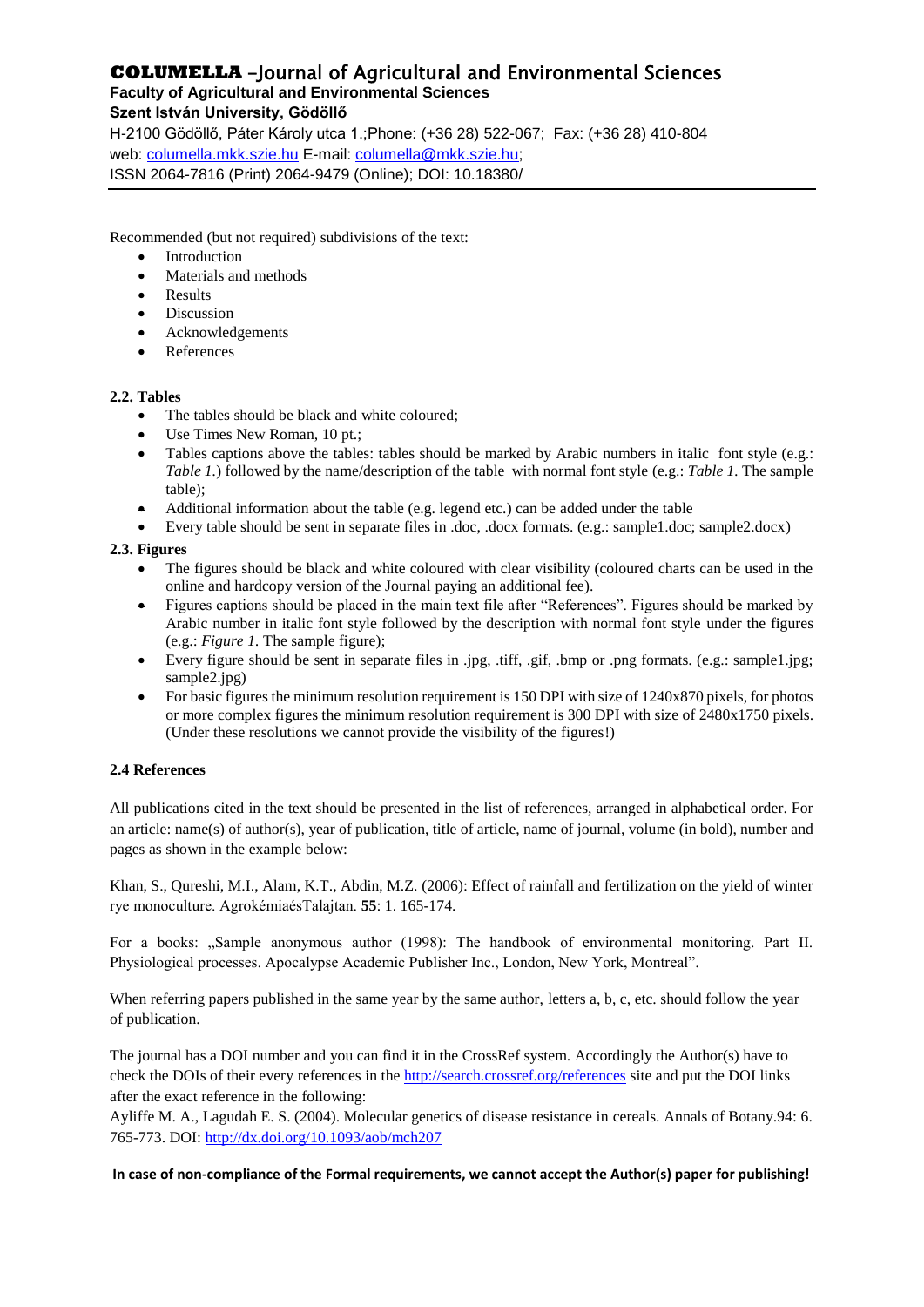Recommended (but not required) subdivisions of the text:

- Introduction
- Materials and methods
- Results
- Discussion
- Acknowledgements
- References

### 2.2. Tables

- The tables should be black and white coloured;
- Use Times New Roman, 10 pt.;
- Tables captions above the tables: tables should be marked by Arabic numbers in italic font style (e.g.: *Table 1.*) followed by the name/description of the table with normal font style (e.g.: *Table 1.* The sample table);
- Additional information about the table (e.g. legend etc.) can be added under the table
- Every table should be sent in separate files in .doc, .docx formats. (e.g.: sample1.doc; sample2.docx)

### 2.3. Figures

- The figures should be black and white coloured with clear visibility (coloured charts can be used in the online and hardcopy version of the Journal paying an additional fee).
- Figures captions should be placed in the main text file after "References". Figures should be marked by Arabic number in italic font style followed by the description with normal font style under the figures (e.g.: *Figure 1.* The sample figure);
- Every figure should be sent in separate files in .jpg, .tiff, .gif, .bmp or .png formats. (e.g.: sample1.jpg; sample2.jpg)
- For basic figures the minimum resolution requirement is 150 DPI with size of 1240x870 pixels, for photos or more complex figures the minimum resolution requirement is 300 DPI with size of 2480x1750 pixels. (Under these resolutions we cannot provide the visibility of the figures!)

### 2.4 References

All publications cited in the text should be presented in the list of references, arranged in alphabetical order. For an article: name(s) of author(s), year of publication, title of article, name of journal, volume (in bold), number and pages as shown in the example below:

Khan, S., Qureshi, M.I., Alam, K.T., Abdin, M.Z. (2006): Effect of rainfall and fertilization on the yield of winter rye monoculture. AgrokémiaésTalajtan. **55**: 1. 165-174.

For a books: „Sample anonymous author (1998): The handbook of environmental monitoring. Part II. Physiological processes. Apocalypse Academic Publisher Inc., London, New York, Montreal".

When referring papers published in the same year by the same author, letters a, b, c, etc. should follow the year of publication.

The journal has a DOI number and you can find it in the CrossRef system. Accordingly the Author(s) have to check the DOIs of their every references in the http://search.crossref.org/references site and put the DOI links after the exact reference in the following:

Ayliffe M. A., Lagudah E. S. (2004). Molecular genetics of disease resistance in cereals. Annals of Botany.94: 6. 765-773. DOI: http://dx.doi.org/10.1093/aob/mch207

**In case of non-compliance of the Formal requirements, we cannot accept the Author(s) paper for publishing!**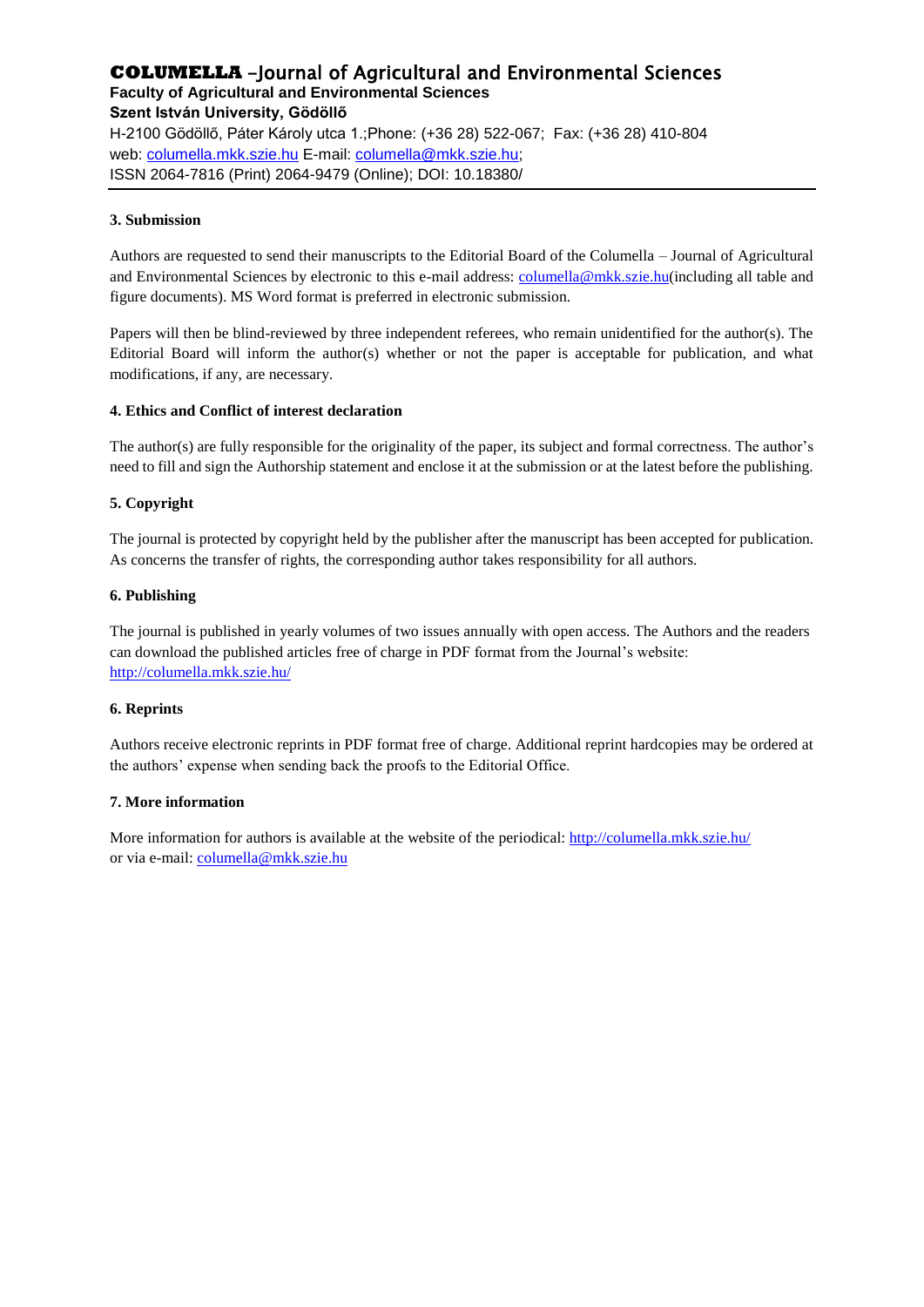### 3. Submission

Authors are requested to send their manuscripts to the Editorial Board of the Columella – Journal of Agricultural and Environmental Sciences by electronic to this e-mail address: columella@mkk.szie.hu(including all table and figure documents). MS Word format is preferred in electronic submission.

Papers will then be blind-reviewed by three independent referees, who remain unidentified for the author(s). The Editorial Board will inform the author(s) whether or not the paper is acceptable for publication, and what modifications, if any, are necessary.

### 4. Ethics and Conflict of interest declaration

The author(s) are fully responsible for the originality of the paper, its subject and formal correctness. The author's need to fill and sign the Authorship statement and enclose it at the submission or at the latest before the publishing.

### 5. Copyright

The journal is protected by copyright held by the publisher after the manuscript has been accepted for publication. As concerns the transfer of rights, the corresponding author takes responsibility for all authors.

### 6. Publishing

The journal is published in yearly volumes of two issues annually with open access. The Authors and the readers can download the published articles free of charge in PDF format from the Journal's website: http://columella.mkk.szie.hu/

### 6. Reprints

Authors receive electronic reprints in PDF format free of charge. Additional reprint hardcopies may be ordered at the authors' expense when sending back the proofs to the Editorial Office.

### 7. More information

More information for authors is available at the website of the periodical: http://columella.mkk.szie.hu/ or via e-mail: columella@mkk.szie.hu